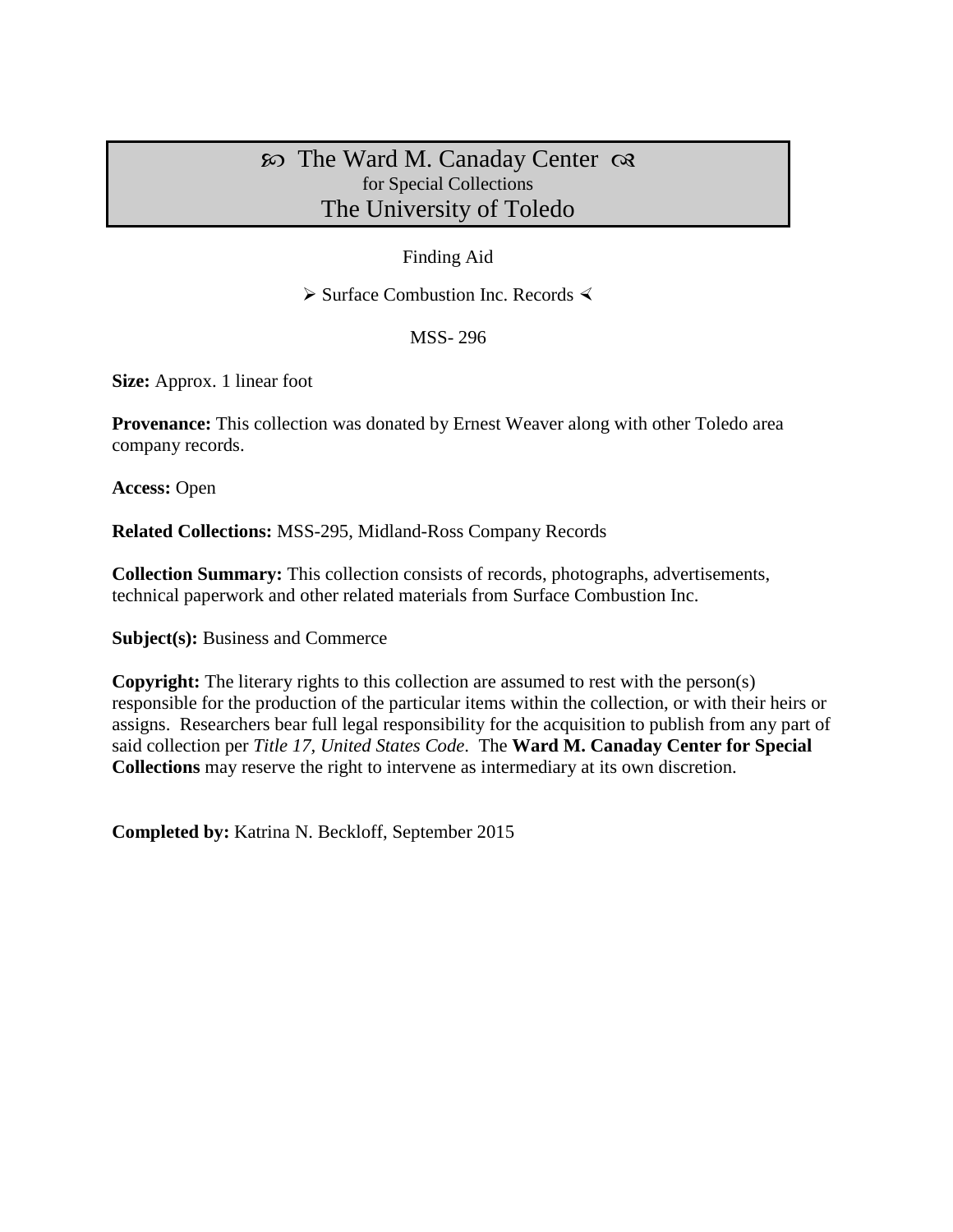# ꕥ The Ward M. Canaday Center ꕥ
for Special Collections
## The University of Toledo

Finding Aid

➢ Surface Combustion Inc. Records ⋞

MSS- 296

**Size:** Approx. 1 linear foot

**Provenance:** This collection was donated by Ernest Weaver along with other Toledo area company records.

**Access:** Open

**Related Collections:** MSS-295, Midland-Ross Company Records

**Collection Summary:** This collection consists of records, photographs, advertisements, technical paperwork and other related materials from Surface Combustion Inc.

**Subject(s):** Business and Commerce

**Copyright:** The literary rights to this collection are assumed to rest with the person(s) responsible for the production of the particular items within the collection, or with their heirs or assigns. Researchers bear full legal responsibility for the acquisition to publish from any part of said collection per *Title 17, United States Code*. The **Ward M. Canaday Center for Special Collections** may reserve the right to intervene as intermediary at its own discretion.

**Completed by:** Katrina N. Beckloff, September 2015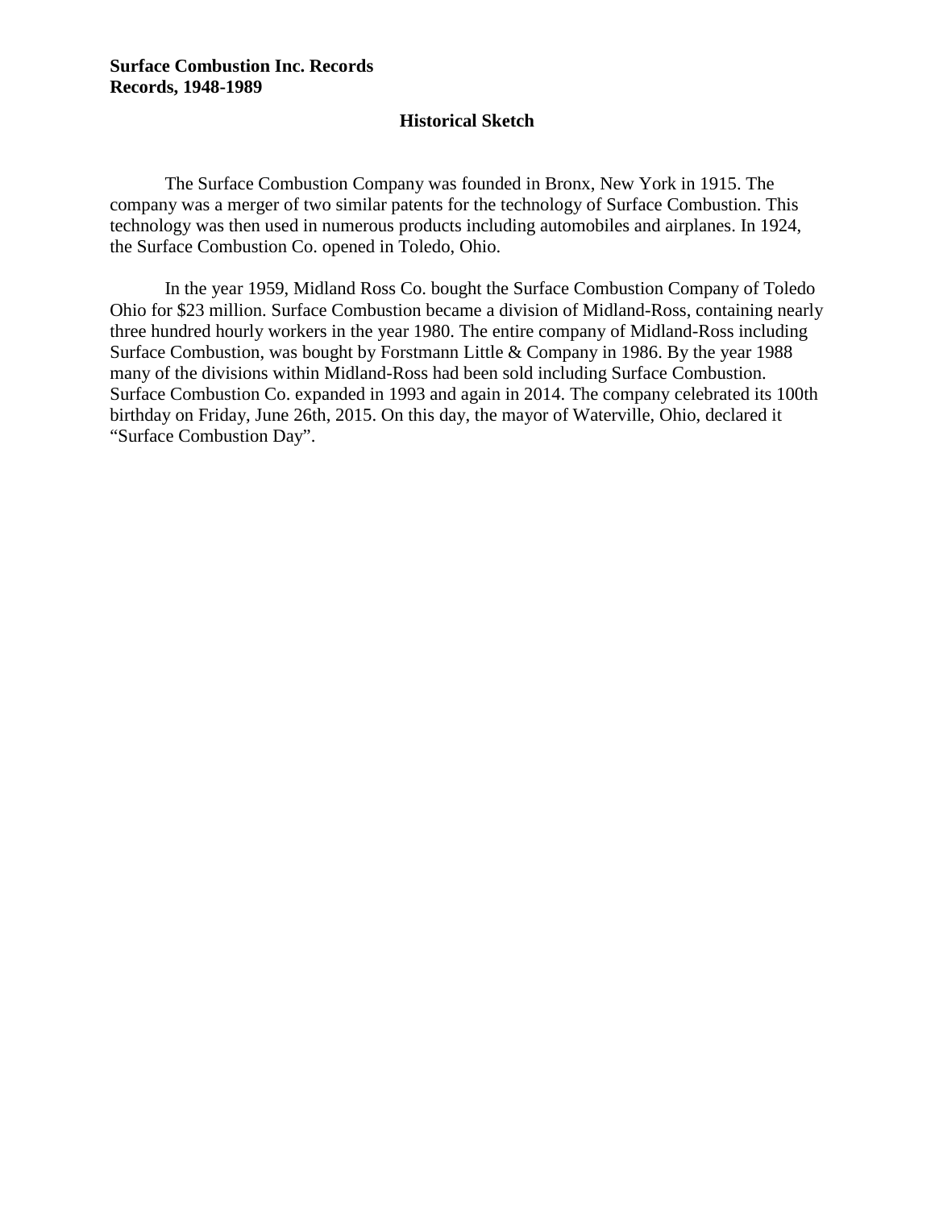**Surface Combustion Inc. Records**
**Records, 1948-1989**

## Historical Sketch

The Surface Combustion Company was founded in Bronx, New York in 1915. The company was a merger of two similar patents for the technology of Surface Combustion. This technology was then used in numerous products including automobiles and airplanes. In 1924, the Surface Combustion Co. opened in Toledo, Ohio.

In the year 1959, Midland Ross Co. bought the Surface Combustion Company of Toledo Ohio for $23 million. Surface Combustion became a division of Midland-Ross, containing nearly three hundred hourly workers in the year 1980. The entire company of Midland-Ross including Surface Combustion, was bought by Forstmann Little & Company in 1986. By the year 1988 many of the divisions within Midland-Ross had been sold including Surface Combustion. Surface Combustion Co. expanded in 1993 and again in 2014. The company celebrated its 100th birthday on Friday, June 26th, 2015. On this day, the mayor of Waterville, Ohio, declared it "Surface Combustion Day".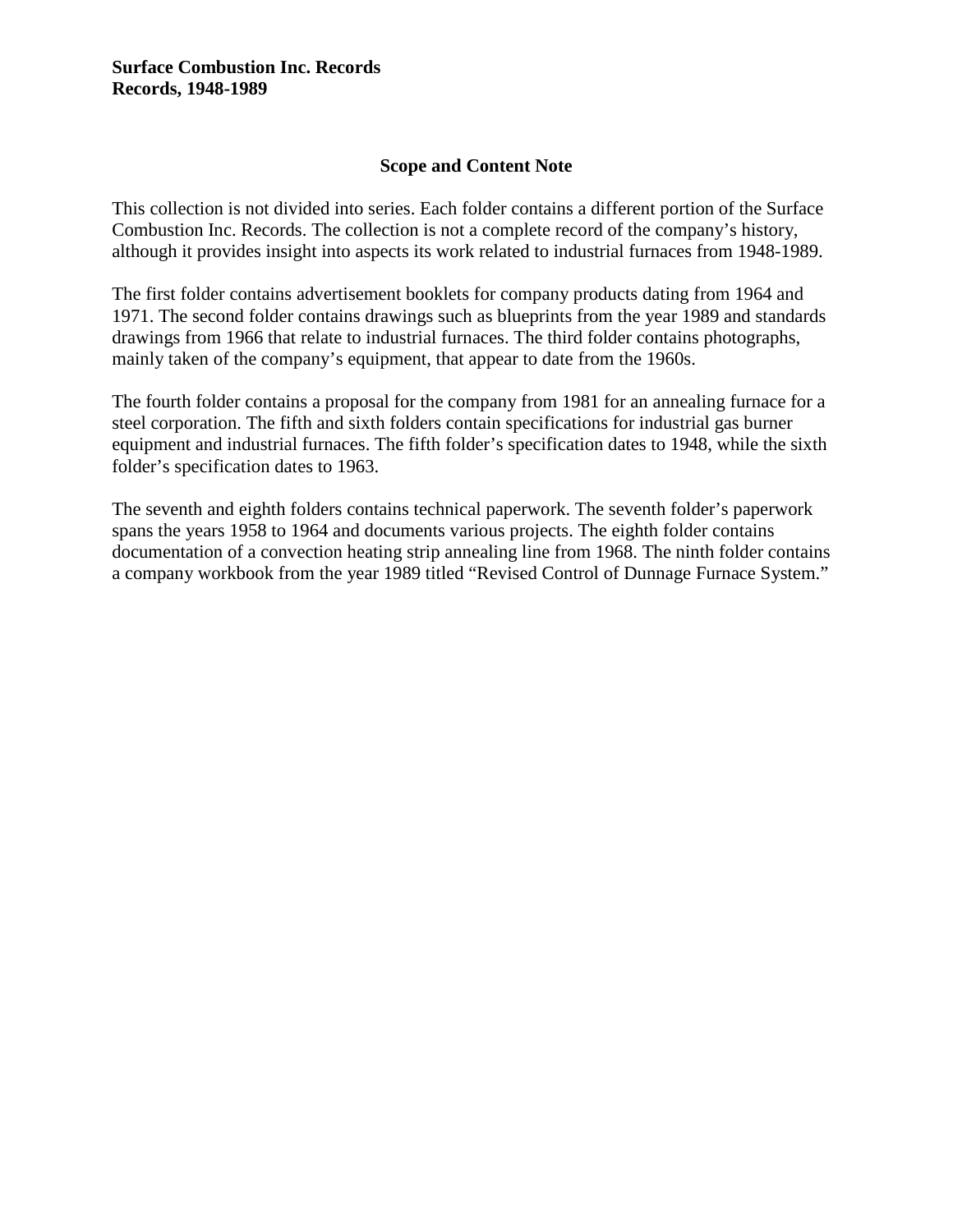**Surface Combustion Inc. Records**
**Records, 1948-1989**

## Scope and Content Note

This collection is not divided into series. Each folder contains a different portion of the Surface Combustion Inc. Records. The collection is not a complete record of the company's history, although it provides insight into aspects its work related to industrial furnaces from 1948-1989.

The first folder contains advertisement booklets for company products dating from 1964 and 1971. The second folder contains drawings such as blueprints from the year 1989 and standards drawings from 1966 that relate to industrial furnaces. The third folder contains photographs, mainly taken of the company's equipment, that appear to date from the 1960s.

The fourth folder contains a proposal for the company from 1981 for an annealing furnace for a steel corporation. The fifth and sixth folders contain specifications for industrial gas burner equipment and industrial furnaces. The fifth folder's specification dates to 1948, while the sixth folder's specification dates to 1963.

The seventh and eighth folders contains technical paperwork. The seventh folder's paperwork spans the years 1958 to 1964 and documents various projects. The eighth folder contains documentation of a convection heating strip annealing line from 1968. The ninth folder contains a company workbook from the year 1989 titled "Revised Control of Dunnage Furnace System."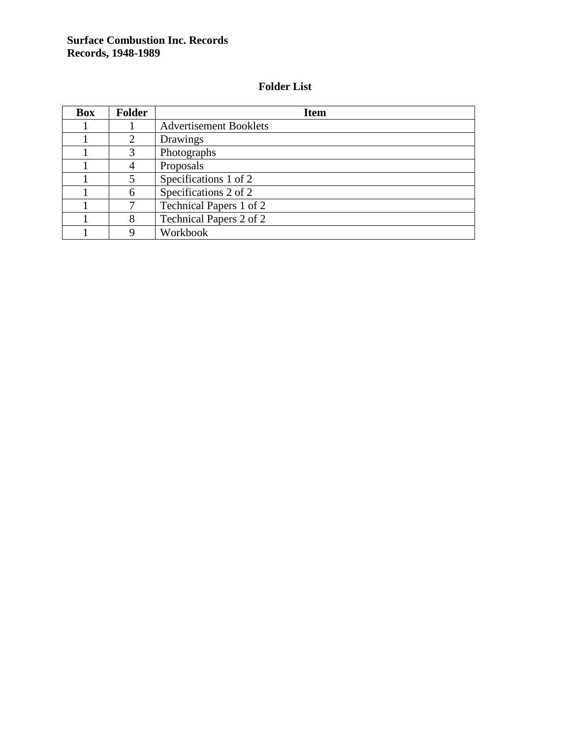**Surface Combustion Inc. Records**
**Records, 1948-1989**

## Folder List

| Box | Folder | Item |
|---|---|---|
| 1 | 1 | Advertisement Booklets |
| 1 | 2 | Drawings |
| 1 | 3 | Photographs |
| 1 | 4 | Proposals |
| 1 | 5 | Specifications 1 of 2 |
| 1 | 6 | Specifications 2 of 2 |
| 1 | 7 | Technical Papers 1 of 2 |
| 1 | 8 | Technical Papers 2 of 2 |
| 1 | 9 | Workbook |